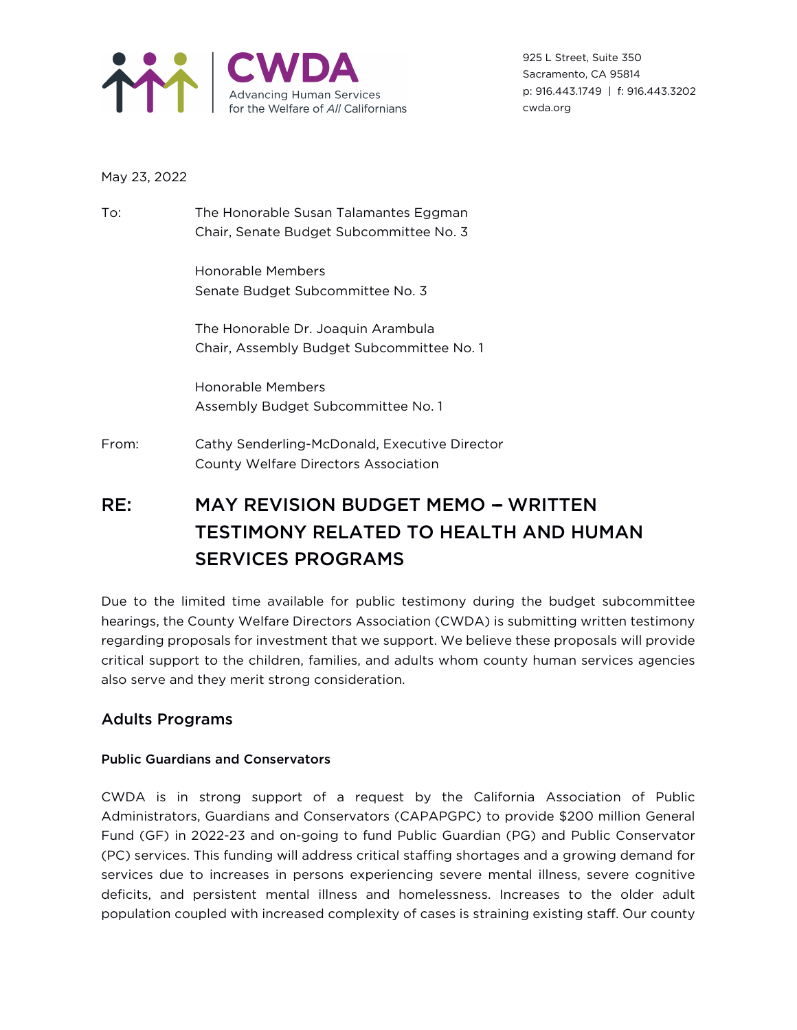CWDA
Advancing Human Services
for the Welfare of *All* Californians

925 L Street, Suite 350
Sacramento, CA 95814
p: 916.443.1749 | f: 916.443.3202
cwda.org

May 23, 2022

To: The Honorable Susan Talamantes Eggman
Chair, Senate Budget Subcommittee No. 3

Honorable Members
Senate Budget Subcommittee No. 3

The Honorable Dr. Joaquin Arambula
Chair, Assembly Budget Subcommittee No. 1

Honorable Members
Assembly Budget Subcommittee No. 1

From: Cathy Senderling-McDonald, Executive Director
County Welfare Directors Association

# RE: MAY REVISION BUDGET MEMO – WRITTEN TESTIMONY RELATED TO HEALTH AND HUMAN SERVICES PROGRAMS

Due to the limited time available for public testimony during the budget subcommittee hearings, the County Welfare Directors Association (CWDA) is submitting written testimony regarding proposals for investment that we support. We believe these proposals will provide critical support to the children, families, and adults whom county human services agencies also serve and they merit strong consideration.

## Adults Programs

### Public Guardians and Conservators

CWDA is in strong support of a request by the California Association of Public Administrators, Guardians and Conservators (CAPAPGPC) to provide $200 million General Fund (GF) in 2022-23 and on-going to fund Public Guardian (PG) and Public Conservator (PC) services. This funding will address critical staffing shortages and a growing demand for services due to increases in persons experiencing severe mental illness, severe cognitive deficits, and persistent mental illness and homelessness. Increases to the older adult population coupled with increased complexity of cases is straining existing staff. Our county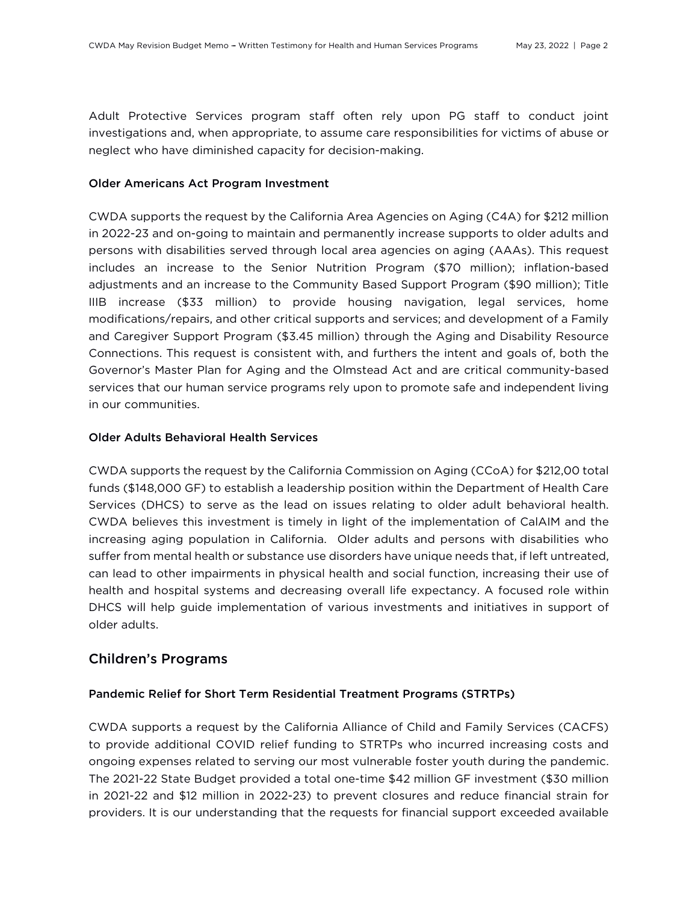Adult Protective Services program staff often rely upon PG staff to conduct joint investigations and, when appropriate, to assume care responsibilities for victims of abuse or neglect who have diminished capacity for decision-making.

### Older Americans Act Program Investment

CWDA supports the request by the California Area Agencies on Aging (C4A) for $212 million in 2022-23 and on-going to maintain and permanently increase supports to older adults and persons with disabilities served through local area agencies on aging (AAAs). This request includes an increase to the Senior Nutrition Program ($70 million); inflation-based adjustments and an increase to the Community Based Support Program ($90 million); Title IIIB increase ($33 million) to provide housing navigation, legal services, home modifications/repairs, and other critical supports and services; and development of a Family and Caregiver Support Program ($3.45 million) through the Aging and Disability Resource Connections. This request is consistent with, and furthers the intent and goals of, both the Governor's Master Plan for Aging and the Olmstead Act and are critical community-based services that our human service programs rely upon to promote safe and independent living in our communities.

### Older Adults Behavioral Health Services

CWDA supports the request by the California Commission on Aging (CCoA) for $212,00 total funds ($148,000 GF) to establish a leadership position within the Department of Health Care Services (DHCS) to serve as the lead on issues relating to older adult behavioral health. CWDA believes this investment is timely in light of the implementation of CalAIM and the increasing aging population in California. Older adults and persons with disabilities who suffer from mental health or substance use disorders have unique needs that, if left untreated, can lead to other impairments in physical health and social function, increasing their use of health and hospital systems and decreasing overall life expectancy. A focused role within DHCS will help guide implementation of various investments and initiatives in support of older adults.

## Children's Programs

### Pandemic Relief for Short Term Residential Treatment Programs (STRTPs)

CWDA supports a request by the California Alliance of Child and Family Services (CACFS) to provide additional COVID relief funding to STRTPs who incurred increasing costs and ongoing expenses related to serving our most vulnerable foster youth during the pandemic. The 2021-22 State Budget provided a total one-time $42 million GF investment ($30 million in 2021-22 and $12 million in 2022-23) to prevent closures and reduce financial strain for providers. It is our understanding that the requests for financial support exceeded available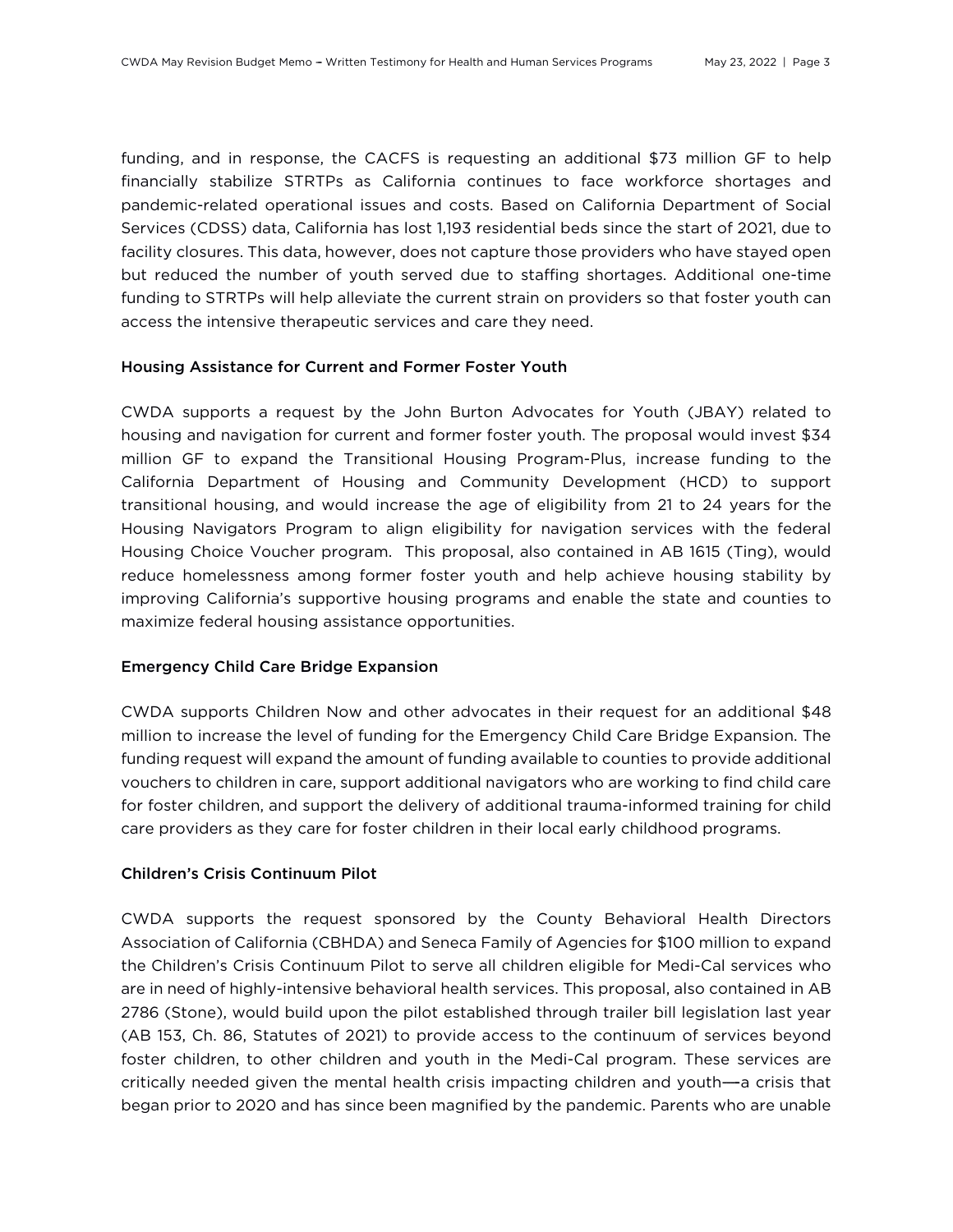funding, and in response, the CACFS is requesting an additional $73 million GF to help financially stabilize STRTPs as California continues to face workforce shortages and pandemic-related operational issues and costs. Based on California Department of Social Services (CDSS) data, California has lost 1,193 residential beds since the start of 2021, due to facility closures. This data, however, does not capture those providers who have stayed open but reduced the number of youth served due to staffing shortages. Additional one-time funding to STRTPs will help alleviate the current strain on providers so that foster youth can access the intensive therapeutic services and care they need.

### Housing Assistance for Current and Former Foster Youth

CWDA supports a request by the John Burton Advocates for Youth (JBAY) related to housing and navigation for current and former foster youth. The proposal would invest $34 million GF to expand the Transitional Housing Program-Plus, increase funding to the California Department of Housing and Community Development (HCD) to support transitional housing, and would increase the age of eligibility from 21 to 24 years for the Housing Navigators Program to align eligibility for navigation services with the federal Housing Choice Voucher program. This proposal, also contained in AB 1615 (Ting), would reduce homelessness among former foster youth and help achieve housing stability by improving California's supportive housing programs and enable the state and counties to maximize federal housing assistance opportunities.

### Emergency Child Care Bridge Expansion

CWDA supports Children Now and other advocates in their request for an additional $48 million to increase the level of funding for the Emergency Child Care Bridge Expansion. The funding request will expand the amount of funding available to counties to provide additional vouchers to children in care, support additional navigators who are working to find child care for foster children, and support the delivery of additional trauma-informed training for child care providers as they care for foster children in their local early childhood programs.

### Children's Crisis Continuum Pilot

CWDA supports the request sponsored by the County Behavioral Health Directors Association of California (CBHDA) and Seneca Family of Agencies for $100 million to expand the Children's Crisis Continuum Pilot to serve all children eligible for Medi-Cal services who are in need of highly-intensive behavioral health services. This proposal, also contained in AB 2786 (Stone), would build upon the pilot established through trailer bill legislation last year (AB 153, Ch. 86, Statutes of 2021) to provide access to the continuum of services beyond foster children, to other children and youth in the Medi-Cal program. These services are critically needed given the mental health crisis impacting children and youth—a crisis that began prior to 2020 and has since been magnified by the pandemic. Parents who are unable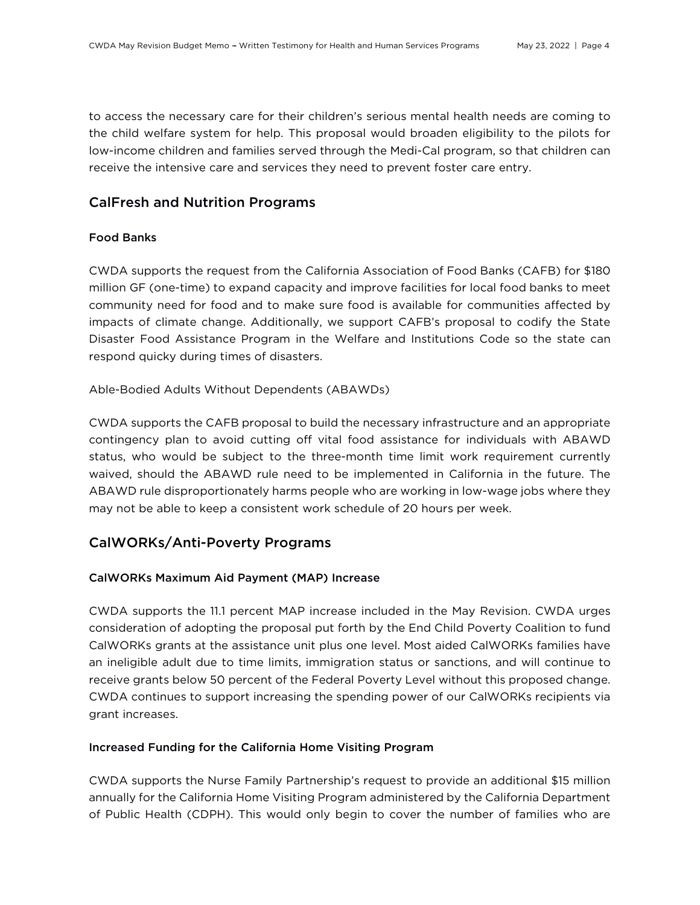to access the necessary care for their children's serious mental health needs are coming to the child welfare system for help. This proposal would broaden eligibility to the pilots for low-income children and families served through the Medi-Cal program, so that children can receive the intensive care and services they need to prevent foster care entry.

## CalFresh and Nutrition Programs

### Food Banks

CWDA supports the request from the California Association of Food Banks (CAFB) for $180 million GF (one-time) to expand capacity and improve facilities for local food banks to meet community need for food and to make sure food is available for communities affected by impacts of climate change. Additionally, we support CAFB's proposal to codify the State Disaster Food Assistance Program in the Welfare and Institutions Code so the state can respond quicky during times of disasters.

Able-Bodied Adults Without Dependents (ABAWDs)

CWDA supports the CAFB proposal to build the necessary infrastructure and an appropriate contingency plan to avoid cutting off vital food assistance for individuals with ABAWD status, who would be subject to the three-month time limit work requirement currently waived, should the ABAWD rule need to be implemented in California in the future. The ABAWD rule disproportionately harms people who are working in low-wage jobs where they may not be able to keep a consistent work schedule of 20 hours per week.

## CalWORKs/Anti-Poverty Programs

### CalWORKs Maximum Aid Payment (MAP) Increase

CWDA supports the 11.1 percent MAP increase included in the May Revision. CWDA urges consideration of adopting the proposal put forth by the End Child Poverty Coalition to fund CalWORKs grants at the assistance unit plus one level. Most aided CalWORKs families have an ineligible adult due to time limits, immigration status or sanctions, and will continue to receive grants below 50 percent of the Federal Poverty Level without this proposed change. CWDA continues to support increasing the spending power of our CalWORKs recipients via grant increases.

### Increased Funding for the California Home Visiting Program

CWDA supports the Nurse Family Partnership's request to provide an additional $15 million annually for the California Home Visiting Program administered by the California Department of Public Health (CDPH). This would only begin to cover the number of families who are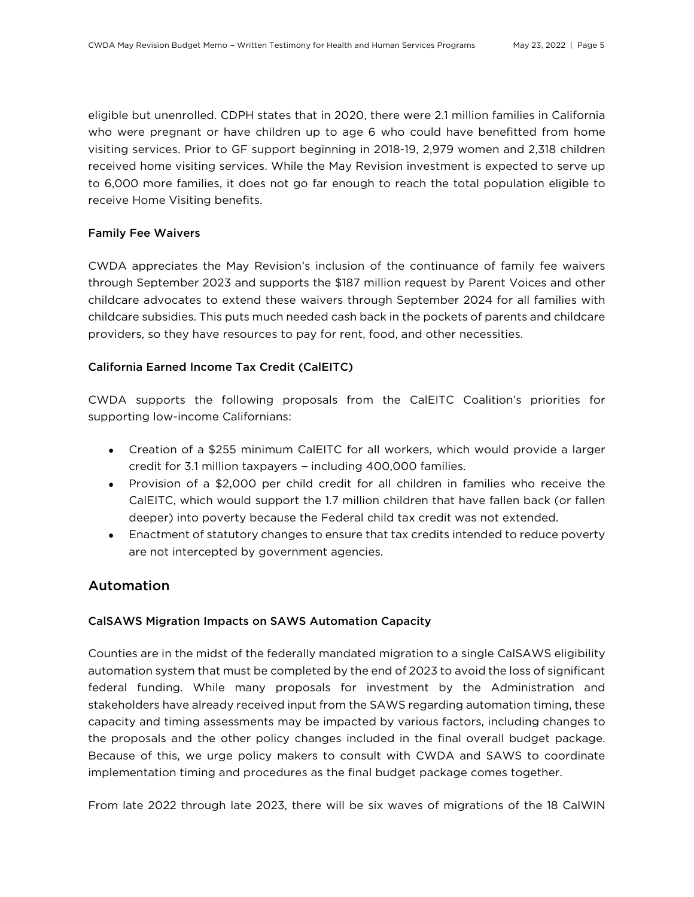eligible but unenrolled. CDPH states that in 2020, there were 2.1 million families in California who were pregnant or have children up to age 6 who could have benefitted from home visiting services. Prior to GF support beginning in 2018-19, 2,979 women and 2,318 children received home visiting services. While the May Revision investment is expected to serve up to 6,000 more families, it does not go far enough to reach the total population eligible to receive Home Visiting benefits.

### Family Fee Waivers

CWDA appreciates the May Revision's inclusion of the continuance of family fee waivers through September 2023 and supports the $187 million request by Parent Voices and other childcare advocates to extend these waivers through September 2024 for all families with childcare subsidies. This puts much needed cash back in the pockets of parents and childcare providers, so they have resources to pay for rent, food, and other necessities.

### California Earned Income Tax Credit (CalEITC)

CWDA supports the following proposals from the CalEITC Coalition's priorities for supporting low-income Californians:

- Creation of a $255 minimum CalEITC for all workers, which would provide a larger credit for 3.1 million taxpayers – including 400,000 families.
- Provision of a $2,000 per child credit for all children in families who receive the CalEITC, which would support the 1.7 million children that have fallen back (or fallen deeper) into poverty because the Federal child tax credit was not extended.
- Enactment of statutory changes to ensure that tax credits intended to reduce poverty are not intercepted by government agencies.

## Automation

### CalSAWS Migration Impacts on SAWS Automation Capacity

Counties are in the midst of the federally mandated migration to a single CalSAWS eligibility automation system that must be completed by the end of 2023 to avoid the loss of significant federal funding. While many proposals for investment by the Administration and stakeholders have already received input from the SAWS regarding automation timing, these capacity and timing assessments may be impacted by various factors, including changes to the proposals and the other policy changes included in the final overall budget package. Because of this, we urge policy makers to consult with CWDA and SAWS to coordinate implementation timing and procedures as the final budget package comes together.

From late 2022 through late 2023, there will be six waves of migrations of the 18 CalWIN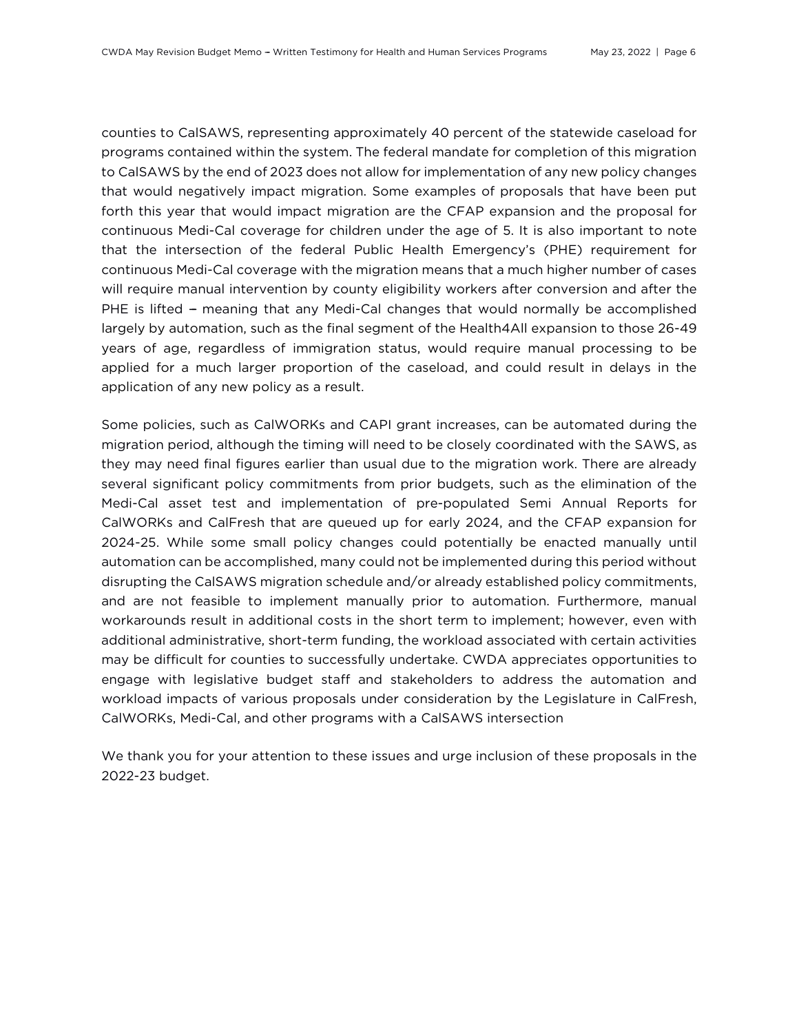counties to CalSAWS, representing approximately 40 percent of the statewide caseload for programs contained within the system. The federal mandate for completion of this migration to CalSAWS by the end of 2023 does not allow for implementation of any new policy changes that would negatively impact migration. Some examples of proposals that have been put forth this year that would impact migration are the CFAP expansion and the proposal for continuous Medi-Cal coverage for children under the age of 5. It is also important to note that the intersection of the federal Public Health Emergency's (PHE) requirement for continuous Medi-Cal coverage with the migration means that a much higher number of cases will require manual intervention by county eligibility workers after conversion and after the PHE is lifted – meaning that any Medi-Cal changes that would normally be accomplished largely by automation, such as the final segment of the Health4All expansion to those 26-49 years of age, regardless of immigration status, would require manual processing to be applied for a much larger proportion of the caseload, and could result in delays in the application of any new policy as a result.

Some policies, such as CalWORKs and CAPI grant increases, can be automated during the migration period, although the timing will need to be closely coordinated with the SAWS, as they may need final figures earlier than usual due to the migration work. There are already several significant policy commitments from prior budgets, such as the elimination of the Medi-Cal asset test and implementation of pre-populated Semi Annual Reports for CalWORKs and CalFresh that are queued up for early 2024, and the CFAP expansion for 2024-25. While some small policy changes could potentially be enacted manually until automation can be accomplished, many could not be implemented during this period without disrupting the CalSAWS migration schedule and/or already established policy commitments, and are not feasible to implement manually prior to automation. Furthermore, manual workarounds result in additional costs in the short term to implement; however, even with additional administrative, short-term funding, the workload associated with certain activities may be difficult for counties to successfully undertake. CWDA appreciates opportunities to engage with legislative budget staff and stakeholders to address the automation and workload impacts of various proposals under consideration by the Legislature in CalFresh, CalWORKs, Medi-Cal, and other programs with a CalSAWS intersection

We thank you for your attention to these issues and urge inclusion of these proposals in the 2022-23 budget.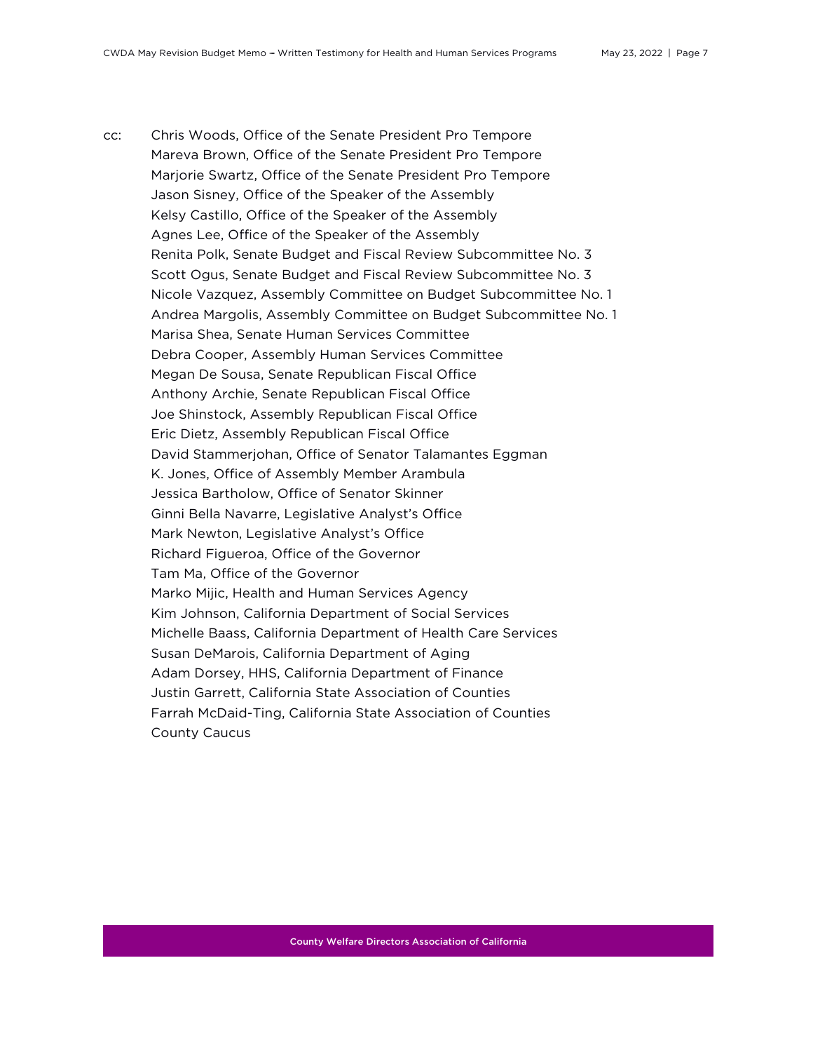cc: Chris Woods, Office of the Senate President Pro Tempore
Mareva Brown, Office of the Senate President Pro Tempore
Marjorie Swartz, Office of the Senate President Pro Tempore
Jason Sisney, Office of the Speaker of the Assembly
Kelsy Castillo, Office of the Speaker of the Assembly
Agnes Lee, Office of the Speaker of the Assembly
Renita Polk, Senate Budget and Fiscal Review Subcommittee No. 3
Scott Ogus, Senate Budget and Fiscal Review Subcommittee No. 3
Nicole Vazquez, Assembly Committee on Budget Subcommittee No. 1
Andrea Margolis, Assembly Committee on Budget Subcommittee No. 1
Marisa Shea, Senate Human Services Committee
Debra Cooper, Assembly Human Services Committee
Megan De Sousa, Senate Republican Fiscal Office
Anthony Archie, Senate Republican Fiscal Office
Joe Shinstock, Assembly Republican Fiscal Office
Eric Dietz, Assembly Republican Fiscal Office
David Stammerjohan, Office of Senator Talamantes Eggman
K. Jones, Office of Assembly Member Arambula
Jessica Bartholow, Office of Senator Skinner
Ginni Bella Navarre, Legislative Analyst's Office
Mark Newton, Legislative Analyst's Office
Richard Figueroa, Office of the Governor
Tam Ma, Office of the Governor
Marko Mijic, Health and Human Services Agency
Kim Johnson, California Department of Social Services
Michelle Baass, California Department of Health Care Services
Susan DeMarois, California Department of Aging
Adam Dorsey, HHS, California Department of Finance
Justin Garrett, California State Association of Counties
Farrah McDaid-Ting, California State Association of Counties
County Caucus